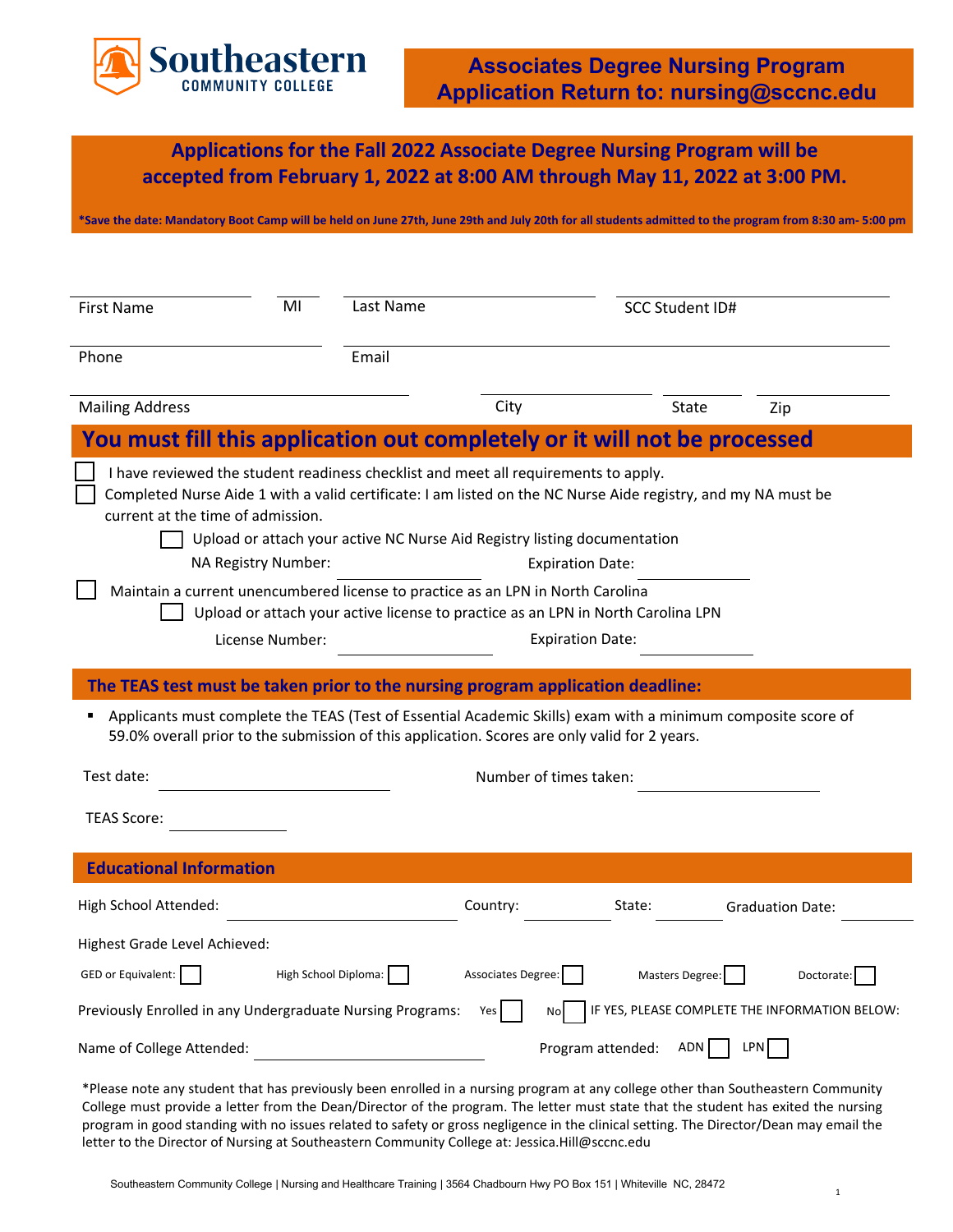Southeastern COMMUNITY COLLEGE

# Associates Degree Nursing Program
# Application Return to: nursing@sccnc.edu

## Applications for the Fall 2022 Associate Degree Nursing Program will be accepted from February 1, 2022 at 8:00 AM through May 11, 2022 at 3:00 PM.

***Save the date: Mandatory Boot Camp will be held on June 27th, June 29th and July 20th for all students admitted to the program from 8:30 am- 5:00 pm**

First Name ____________ MI ____ Last Name ____________ SCC Student ID# ____________

Phone ____________ Email ____________

Mailing Address ____________ City ____________ State ______ Zip ______

## You must fill this application out completely or it will not be processed

☐ I have reviewed the student readiness checklist and meet all requirements to apply.

☐ Completed Nurse Aide 1 with a valid certificate: I am listed on the NC Nurse Aide registry, and my NA must be current at the time of admission.

- ☐ Upload or attach your active NC Nurse Aid Registry listing documentation

  NA Registry Number: ____________ Expiration Date: ____________

☐ Maintain a current unencumbered license to practice as an LPN in North Carolina

- ☐ Upload or attach your active license to practice as an LPN in North Carolina LPN

  License Number: ____________ Expiration Date: ____________

## The TEAS test must be taken prior to the nursing program application deadline:

- Applicants must complete the TEAS (Test of Essential Academic Skills) exam with a minimum composite score of 59.0% overall prior to the submission of this application. Scores are only valid for 2 years.

Test date: ____________ Number of times taken: ____________

TEAS Score: ____________

## Educational Information

High School Attended: ____________ Country: ____________ State: ____________ Graduation Date: ____________

Highest Grade Level Achieved:

GED or Equivalent: ☐ High School Diploma: ☐ Associates Degree: ☐ Masters Degree: ☐ Doctorate: ☐

Previously Enrolled in any Undergraduate Nursing Programs: Yes ☐ No ☐ IF YES, PLEASE COMPLETE THE INFORMATION BELOW:

Name of College Attended: ____________ Program attended: ADN ☐ LPN ☐

*Please note any student that has previously been enrolled in a nursing program at any college other than Southeastern Community College must provide a letter from the Dean/Director of the program. The letter must state that the student has exited the nursing program in good standing with no issues related to safety or gross negligence in the clinical setting. The Director/Dean may email the letter to the Director of Nursing at Southeastern Community College at: Jessica.Hill@sccnc.edu

Southeastern Community College | Nursing and Healthcare Training | 3564 Chadbourn Hwy PO Box 151 | Whiteville NC, 28472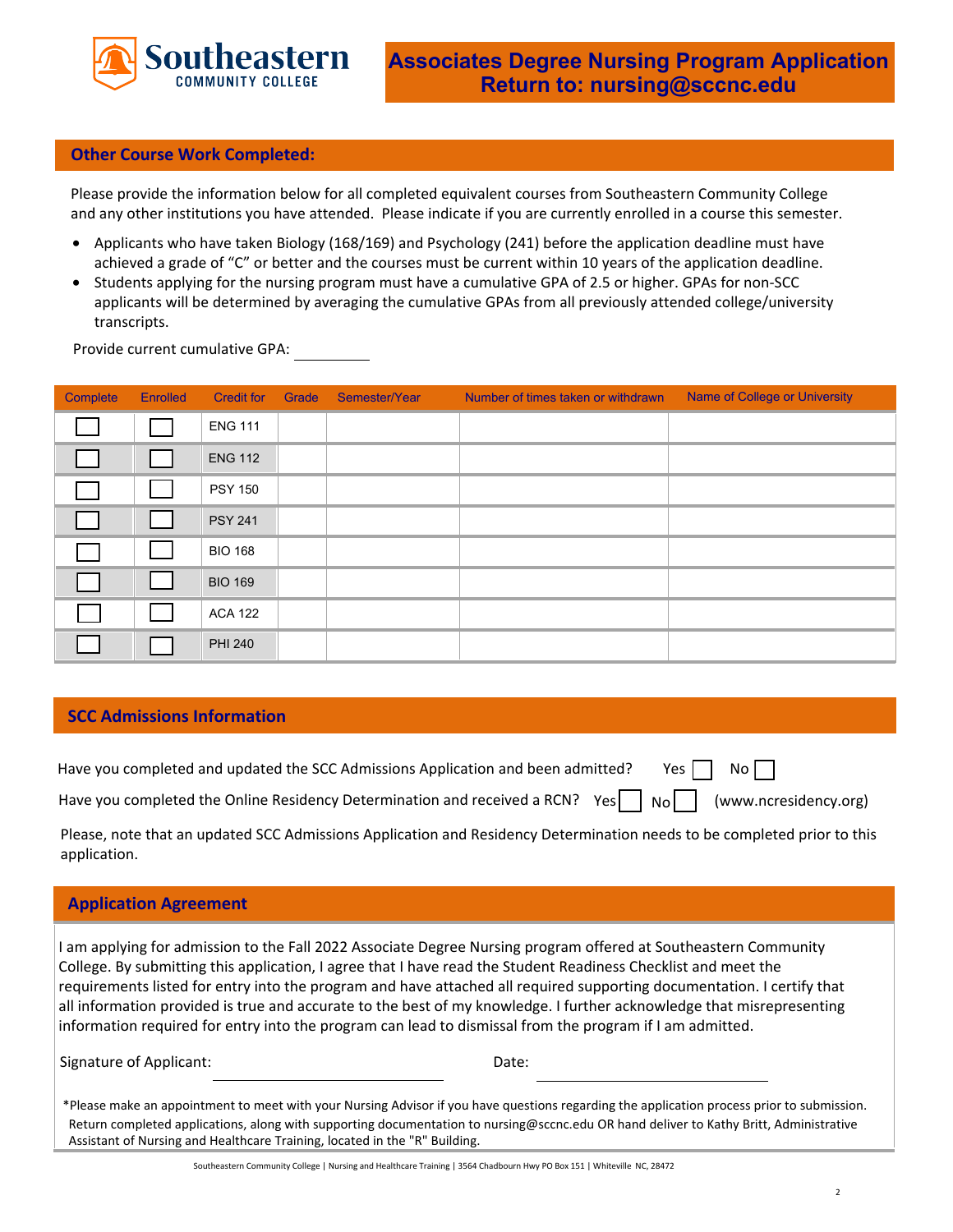Southeastern COMMUNITY COLLEGE

# Associates Degree Nursing Program Application
**Return to: nursing@sccnc.edu**

## Other Course Work Completed:

Please provide the information below for all completed equivalent courses from Southeastern Community College and any other institutions you have attended. Please indicate if you are currently enrolled in a course this semester.

- Applicants who have taken Biology (168/169) and Psychology (241) before the application deadline must have achieved a grade of "C" or better and the courses must be current within 10 years of the application deadline.
- Students applying for the nursing program must have a cumulative GPA of 2.5 or higher. GPAs for non-SCC applicants will be determined by averaging the cumulative GPAs from all previously attended college/university transcripts.

Provide current cumulative GPA: __________

| Complete | Enrolled | Credit for | Grade | Semester/Year | Number of times taken or withdrawn | Name of College or University |
|---|---|---|---|---|---|---|
| ☐ | ☐ | ENG 111 | | | | |
| ☐ | ☐ | ENG 112 | | | | |
| ☐ | ☐ | PSY 150 | | | | |
| ☐ | ☐ | PSY 241 | | | | |
| ☐ | ☐ | BIO 168 | | | | |
| ☐ | ☐ | BIO 169 | | | | |
| ☐ | ☐ | ACA 122 | | | | |
| ☐ | ☐ | PHI 240 | | | | |

## SCC Admissions Information

Have you completed and updated the SCC Admissions Application and been admitted? Yes ☐ No ☐

Have you completed the Online Residency Determination and received a RCN? Yes ☐ No ☐ (www.ncresidency.org)

Please, note that an updated SCC Admissions Application and Residency Determination needs to be completed prior to this application.

## Application Agreement

I am applying for admission to the Fall 2022 Associate Degree Nursing program offered at Southeastern Community College. By submitting this application, I agree that I have read the Student Readiness Checklist and meet the requirements listed for entry into the program and have attached all required supporting documentation. I certify that all information provided is true and accurate to the best of my knowledge. I further acknowledge that misrepresenting information required for entry into the program can lead to dismissal from the program if I am admitted.

Signature of Applicant: ____________________ Date: ____________________

*Please make an appointment to meet with your Nursing Advisor if you have questions regarding the application process prior to submission. Return completed applications, along with supporting documentation to nursing@sccnc.edu OR hand deliver to Kathy Britt, Administrative Assistant of Nursing and Healthcare Training, located in the "R" Building.

Southeastern Community College | Nursing and Healthcare Training | 3564 Chadbourn Hwy PO Box 151 | Whiteville NC, 28472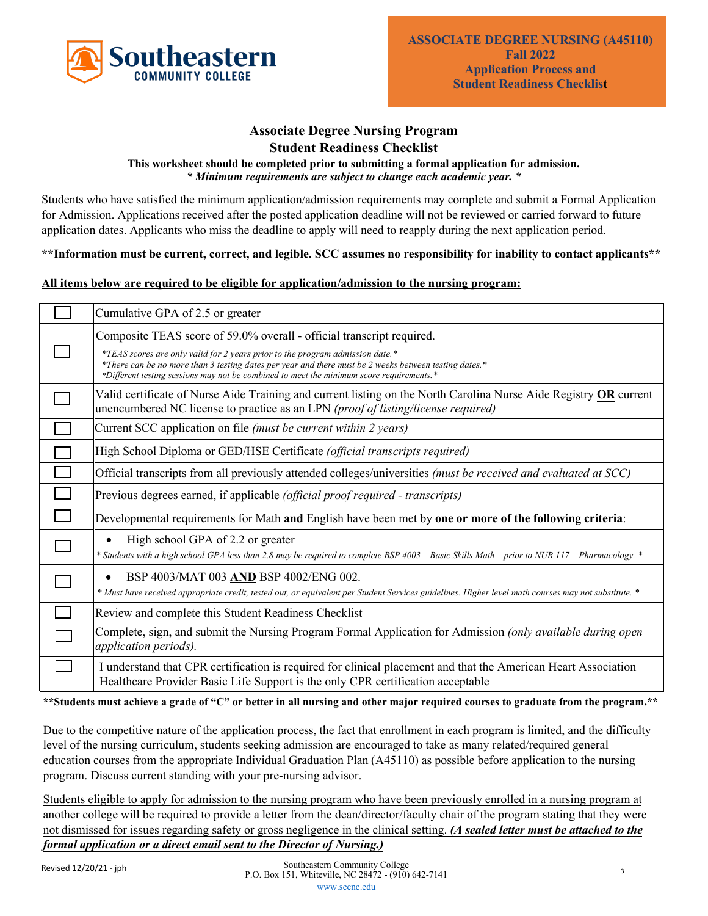Southeastern COMMUNITY COLLEGE

**ASSOCIATE DEGREE NURSING (A45110)**
**Fall 2022**
**Application Process and**
**Student Readiness Checklist**

## Associate Degree Nursing Program
## Student Readiness Checklist

**This worksheet should be completed prior to submitting a formal application for admission.**
***\* Minimum requirements are subject to change each academic year. \****

Students who have satisfied the minimum application/admission requirements may complete and submit a Formal Application for Admission. Applications received after the posted application deadline will not be reviewed or carried forward to future application dates. Applicants who miss the deadline to apply will need to reapply during the next application period.

**\*\*Information must be current, correct, and legible. SCC assumes no responsibility for inability to contact applicants\*\***

**All items below are required to be eligible for application/admission to the nursing program:**

| | |
|---|---|
| ☐ | Cumulative GPA of 2.5 or greater |
| ☐ | Composite TEAS score of 59.0% overall - official transcript required.<br>*\*TEAS scores are only valid for 2 years prior to the program admission date.\**<br>*\*There can be no more than 3 testing dates per year and there must be 2 weeks between testing dates.\**<br>*\*Different testing sessions may not be combined to meet the minimum score requirements.\** |
| ☐ | Valid certificate of Nurse Aide Training and current listing on the North Carolina Nurse Aide Registry **OR** current unencumbered NC license to practice as an LPN *(proof of listing/license required)* |
| ☐ | Current SCC application on file *(must be current within 2 years)* |
| ☐ | High School Diploma or GED/HSE Certificate *(official transcripts required)* |
| ☐ | Official transcripts from all previously attended colleges/universities *(must be received and evaluated at SCC)* |
| ☐ | Previous degrees earned, if applicable *(official proof required - transcripts)* |
| ☐ | Developmental requirements for Math **and** English have been met by **one or more of the following criteria**: |
| ☐ | • High school GPA of 2.2 or greater<br>*\* Students with a high school GPA less than 2.8 may be required to complete BSP 4003 – Basic Skills Math – prior to NUR 117 – Pharmacology. \** |
| ☐ | • BSP 4003/MAT 003 **AND** BSP 4002/ENG 002.<br>*\* Must have received appropriate credit, tested out, or equivalent per Student Services guidelines. Higher level math courses may not substitute. \** |
| ☐ | Review and complete this Student Readiness Checklist |
| ☐ | Complete, sign, and submit the Nursing Program Formal Application for Admission *(only available during open application periods).* |
| ☐ | I understand that CPR certification is required for clinical placement and that the American Heart Association Healthcare Provider Basic Life Support is the only CPR certification acceptable |

**\*\*Students must achieve a grade of "C" or better in all nursing and other major required courses to graduate from the program.\*\***

Due to the competitive nature of the application process, the fact that enrollment in each program is limited, and the difficulty level of the nursing curriculum, students seeking admission are encouraged to take as many related/required general education courses from the appropriate Individual Graduation Plan (A45110) as possible before application to the nursing program. Discuss current standing with your pre-nursing advisor.

Students eligible to apply for admission to the nursing program who have been previously enrolled in a nursing program at another college will be required to provide a letter from the dean/director/faculty chair of the program stating that they were not dismissed for issues regarding safety or gross negligence in the clinical setting. ***(A sealed letter must be attached to the formal application or a direct email sent to the Director of Nursing.)***

Revised 12/20/21 - jph

Southeastern Community College
P.O. Box 151, Whiteville, NC 28472 - (910) 642-7141
www.sccnc.edu